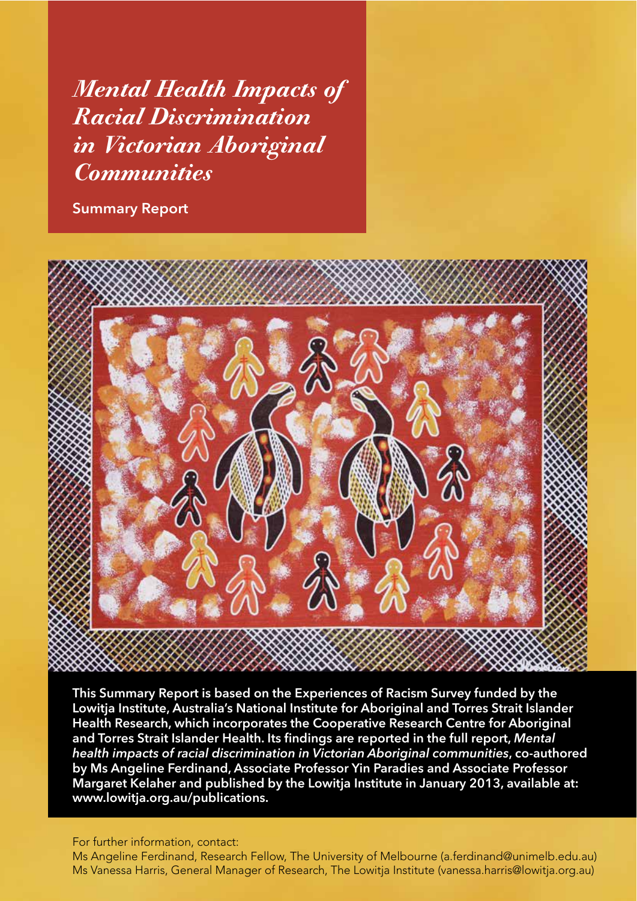# *Mental Health Impacts of Racial Discrimination in Victorian Aboriginal Communities*

**Summary Report**

**This Summary Report is based on the Experiences of Racism Survey funded by the Lowitja Institute, Australia's National Institute for Aboriginal and Torres Strait Islander Health Research, which incorporates the Cooperative Research Centre for Aboriginal and Torres Strait Islander Health. Its findings are reported in the full report, *Mental health impacts of racial discrimination in Victorian Aboriginal communities*, co-authored by Ms Angeline Ferdinand, Associate Professor Yin Paradies and Associate Professor Margaret Kelaher and published by the Lowitja Institute in January 2013, available at: www.lowitja.org.au/publications.**

For further information, contact:

Ms Angeline Ferdinand, Research Fellow, The University of Melbourne (a.ferdinand@unimelb.edu.au)

Ms Vanessa Harris, General Manager of Research, The Lowitja Institute (vanessa.harris@lowitja.org.au)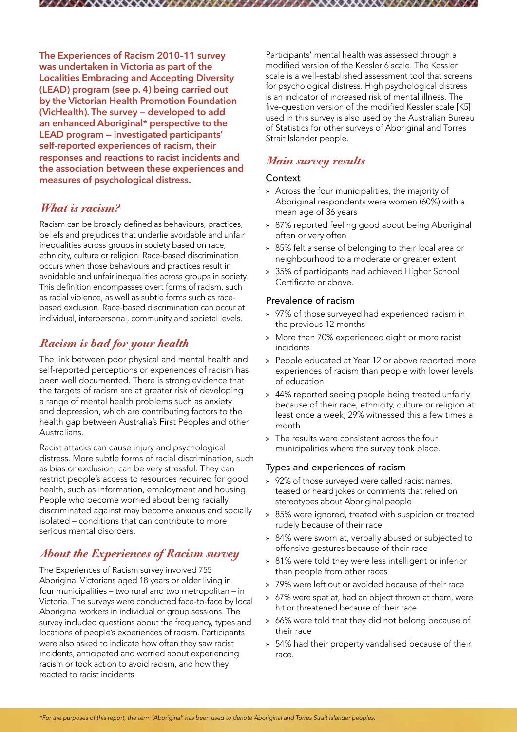**The Experiences of Racism 2010–11 survey was undertaken in Victoria as part of the Localities Embracing and Accepting Diversity (LEAD) program (see p. 4) being carried out by the Victorian Health Promotion Foundation (VicHealth). The survey – developed to add an enhanced Aboriginal* perspective to the LEAD program – investigated participants' self-reported experiences of racism, their responses and reactions to racist incidents and the association between these experiences and measures of psychological distress.**

## *What is racism?*

Racism can be broadly defined as behaviours, practices, beliefs and prejudices that underlie avoidable and unfair inequalities across groups in society based on race, ethnicity, culture or religion. Race-based discrimination occurs when those behaviours and practices result in avoidable and unfair inequalities across groups in society. This definition encompasses overt forms of racism, such as racial violence, as well as subtle forms such as race-based exclusion. Race-based discrimination can occur at individual, interpersonal, community and societal levels.

## *Racism is bad for your health*

The link between poor physical and mental health and self-reported perceptions or experiences of racism has been well documented. There is strong evidence that the targets of racism are at greater risk of developing a range of mental health problems such as anxiety and depression, which are contributing factors to the health gap between Australia's First Peoples and other Australians.

Racist attacks can cause injury and psychological distress. More subtle forms of racial discrimination, such as bias or exclusion, can be very stressful. They can restrict people's access to resources required for good health, such as information, employment and housing. People who become worried about being racially discriminated against may become anxious and socially isolated – conditions that can contribute to more serious mental disorders.

## *About the Experiences of Racism survey*

The Experiences of Racism survey involved 755 Aboriginal Victorians aged 18 years or older living in four municipalities – two rural and two metropolitan – in Victoria. The surveys were conducted face-to-face by local Aboriginal workers in individual or group sessions. The survey included questions about the frequency, types and locations of people's experiences of racism. Participants were also asked to indicate how often they saw racist incidents, anticipated and worried about experiencing racism or took action to avoid racism, and how they reacted to racist incidents.

Participants' mental health was assessed through a modified version of the Kessler 6 scale. The Kessler scale is a well-established assessment tool that screens for psychological distress. High psychological distress is an indicator of increased risk of mental illness. The five-question version of the modified Kessler scale [K5] used in this survey is also used by the Australian Bureau of Statistics for other surveys of Aboriginal and Torres Strait Islander people.

## *Main survey results*

### Context

- Across the four municipalities, the majority of Aboriginal respondents were women (60%) with a mean age of 36 years
- 87% reported feeling good about being Aboriginal often or very often
- 85% felt a sense of belonging to their local area or neighbourhood to a moderate or greater extent
- 35% of participants had achieved Higher School Certificate or above.

### Prevalence of racism

- 97% of those surveyed had experienced racism in the previous 12 months
- More than 70% experienced eight or more racist incidents
- People educated at Year 12 or above reported more experiences of racism than people with lower levels of education
- 44% reported seeing people being treated unfairly because of their race, ethnicity, culture or religion at least once a week; 29% witnessed this a few times a month
- The results were consistent across the four municipalities where the survey took place.

### Types and experiences of racism

- 92% of those surveyed were called racist names, teased or heard jokes or comments that relied on stereotypes about Aboriginal people
- 85% were ignored, treated with suspicion or treated rudely because of their race
- 84% were sworn at, verbally abused or subjected to offensive gestures because of their race
- 81% were told they were less intelligent or inferior than people from other races
- 79% were left out or avoided because of their race
- 67% were spat at, had an object thrown at them, were hit or threatened because of their race
- 66% were told that they did not belong because of their race
- 54% had their property vandalised because of their race.

*For the purposes of this report, the term 'Aboriginal' has been used to denote Aboriginal and Torres Strait Islander peoples.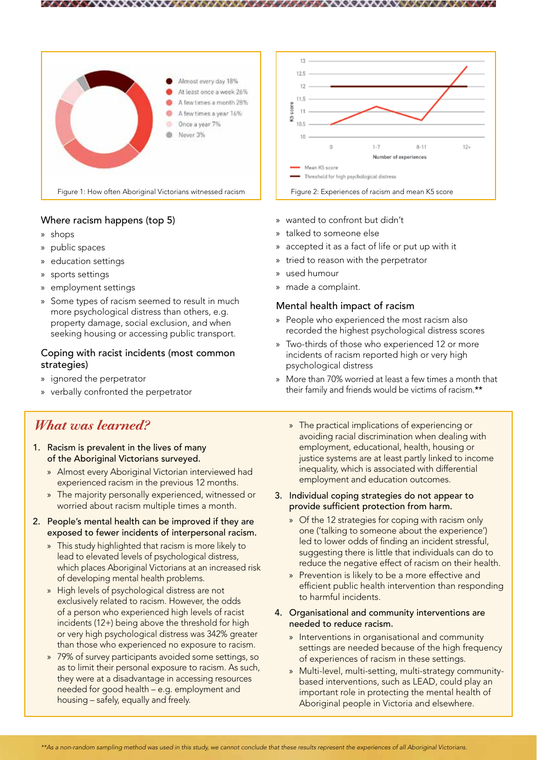Almost every day 18%
At least once a week 26%
A few times a month 28%
A few times a year 16%
Once a year 7%
Never 3%

Figure 1: How often Aboriginal Victorians witnessed racism

Figure 2: Experiences of racism and mean K5 score

### Where racism happens (top 5)

- shops
- public spaces
- education settings
- sports settings
- employment settings
- Some types of racism seemed to result in much more psychological distress than others, e.g. property damage, social exclusion, and when seeking housing or accessing public transport.

### Coping with racist incidents (most common strategies)

- ignored the perpetrator
- verbally confronted the perpetrator
- wanted to confront but didn't
- talked to someone else
- accepted it as a fact of life or put up with it
- tried to reason with the perpetrator
- used humour
- made a complaint.

### Mental health impact of racism

- People who experienced the most racism also recorded the highest psychological distress scores
- Two-thirds of those who experienced 12 or more incidents of racism reported high or very high psychological distress
- More than 70% worried at least a few times a month that their family and friends would be victims of racism.**

## *What was learned?*

1. **Racism is prevalent in the lives of many of the Aboriginal Victorians surveyed.**
   - Almost every Aboriginal Victorian interviewed had experienced racism in the previous 12 months.
   - The majority personally experienced, witnessed or worried about racism multiple times a month.
2. **People's mental health can be improved if they are exposed to fewer incidents of interpersonal racism.**
   - This study highlighted that racism is more likely to lead to elevated levels of psychological distress, which places Aboriginal Victorians at an increased risk of developing mental health problems.
   - High levels of psychological distress are not exclusively related to racism. However, the odds of a person who experienced high levels of racist incidents (12+) being above the threshold for high or very high psychological distress was 342% greater than those who experienced no exposure to racism.
   - 79% of survey participants avoided some settings, so as to limit their personal exposure to racism. As such, they were at a disadvantage in accessing resources needed for good health – e.g. employment and housing – safely, equally and freely.
   - The practical implications of experiencing or avoiding racial discrimination when dealing with employment, educational, health, housing or justice systems are at least partly linked to income inequality, which is associated with differential employment and education outcomes.
3. **Individual coping strategies do not appear to provide sufficient protection from harm.**
   - Of the 12 strategies for coping with racism only one ('talking to someone about the experience') led to lower odds of finding an incident stressful, suggesting there is little that individuals can do to reduce the negative effect of racism on their health.
   - Prevention is likely to be a more effective and efficient public health intervention than responding to harmful incidents.
4. **Organisational and community interventions are needed to reduce racism.**
   - Interventions in organisational and community settings are needed because of the high frequency of experiences of racism in these settings.
   - Multi-level, multi-setting, multi-strategy community-based interventions, such as LEAD, could play an important role in protecting the mental health of Aboriginal people in Victoria and elsewhere.

*\*\*As a non-random sampling method was used in this study, we cannot conclude that these results represent the experiences of all Aboriginal Victorians.*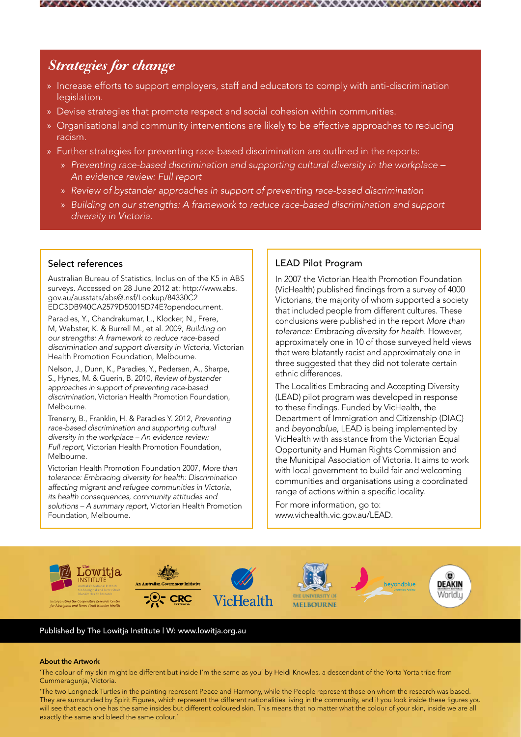## *Strategies for change*

- Increase efforts to support employers, staff and educators to comply with anti-discrimination legislation.
- Devise strategies that promote respect and social cohesion within communities.
- Organisational and community interventions are likely to be effective approaches to reducing racism.
- Further strategies for preventing race-based discrimination are outlined in the reports:
  - *Preventing race-based discrimination and supporting cultural diversity in the workplace – An evidence review: Full report*
  - *Review of bystander approaches in support of preventing race-based discrimination*
  - *Building on our strengths: A framework to reduce race-based discrimination and support diversity in Victoria.*

### Select references

Australian Bureau of Statistics, Inclusion of the K5 in ABS surveys. Accessed on 28 June 2012 at: http://www.abs.gov.au/ausstats/abs@.nsf/Lookup/84330C2EDC3DB940CA2579D50015D74E?opendocument.

Paradies, Y., Chandrakumar, L., Klocker, N., Frere, M, Webster, K. & Burrell M., et al. 2009, *Building on our strengths: A framework to reduce race-based discrimination and support diversity in Victoria*, Victorian Health Promotion Foundation, Melbourne.

Nelson, J., Dunn, K., Paradies, Y., Pedersen, A., Sharpe, S., Hynes, M. & Guerin, B. 2010, *Review of bystander approaches in support of preventing race-based discrimination*, Victorian Health Promotion Foundation, Melbourne.

Trenerry, B., Franklin, H. & Paradies Y. 2012, *Preventing race-based discrimination and supporting cultural diversity in the workplace – An evidence review: Full report*, Victorian Health Promotion Foundation, Melbourne.

Victorian Health Promotion Foundation 2007, *More than tolerance: Embracing diversity for health: Discrimination affecting migrant and refugee communities in Victoria, its health consequences, community attitudes and solutions – A summary report*, Victorian Health Promotion Foundation, Melbourne.

### LEAD Pilot Program

In 2007 the Victorian Health Promotion Foundation (VicHealth) published findings from a survey of 4000 Victorians, the majority of whom supported a society that included people from different cultures. These conclusions were published in the report *More than tolerance: Embracing diversity for health.* However, approximately one in 10 of those surveyed held views that were blatantly racist and approximately one in three suggested that they did not tolerate certain ethnic differences.

The Localities Embracing and Accepting Diversity (LEAD) pilot program was developed in response to these findings. Funded by VicHealth, the Department of Immigration and Citizenship (DIAC) and *beyondblue*, LEAD is being implemented by VicHealth with assistance from the Victorian Equal Opportunity and Human Rights Commission and the Municipal Association of Victoria. It aims to work with local government to build fair and welcoming communities and organisations using a coordinated range of actions within a specific locality.

For more information, go to: www.vichealth.vic.gov.au/LEAD.

Published by The Lowitja Institute | W: www.lowitja.org.au

**About the Artwork**

'The colour of my skin might be different but inside I'm the same as you' by Heidi Knowles, a descendant of the Yorta Yorta tribe from Cummeragunja, Victoria.

'The two Longneck Turtles in the painting represent Peace and Harmony, while the People represent those on whom the research was based. They are surrounded by Spirit Figures, which represent the different nationalities living in the community, and if you look inside these figures you will see that each one has the same insides but different coloured skin. This means that no matter what the colour of your skin, inside we are all exactly the same and bleed the same colour.'